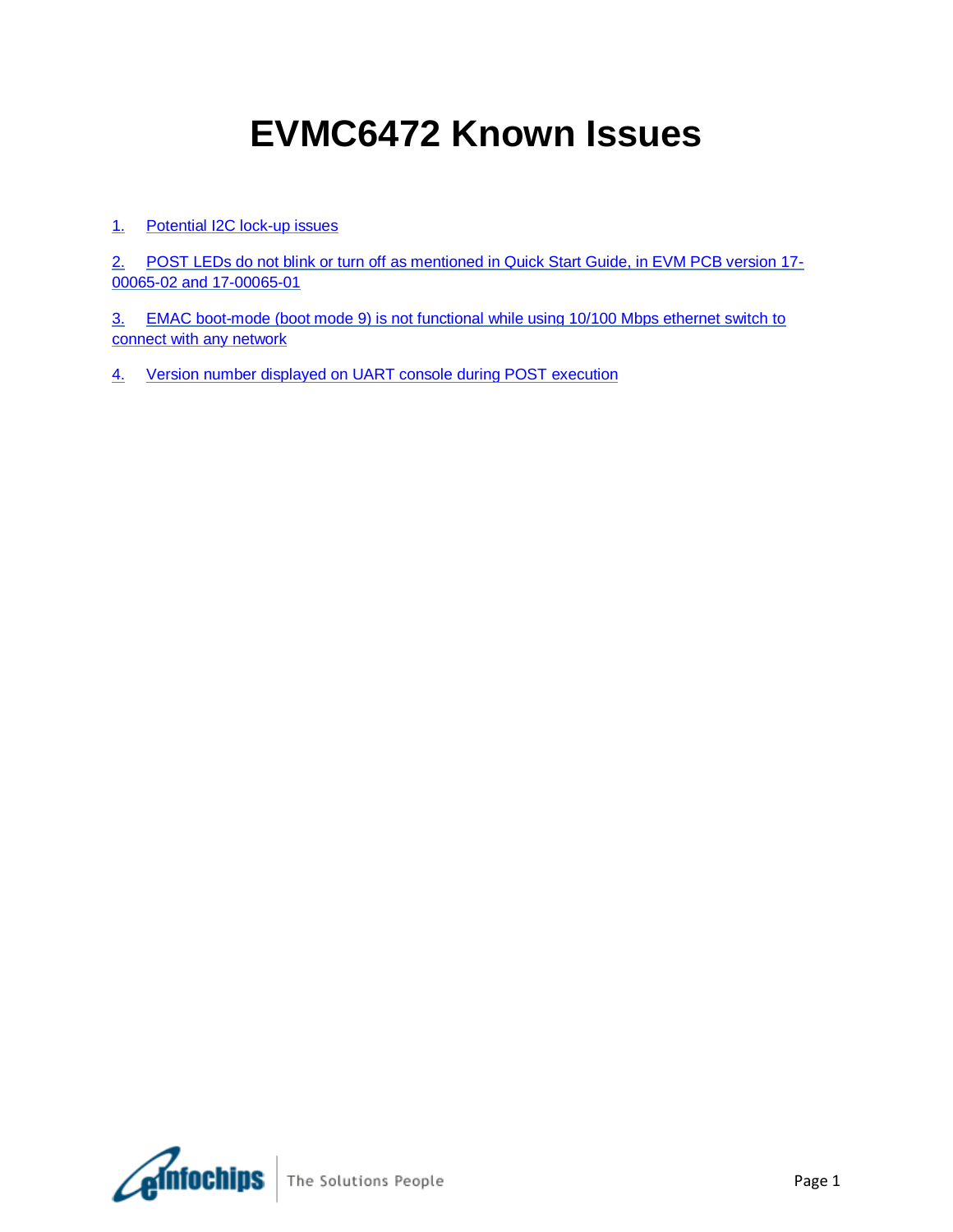# EVMC6472 Known Issues

1. Potential I2C lock-up issues

2. POST LEDs do not blink or turn off as mentioned in Quick Start Guide, in EVM PCB version 17-00065-02 and 17-00065-01

3. EMAC boot-mode (boot mode 9) is not functional while using 10/100 Mbps ethernet switch to connect with any network

4. Version number displayed on UART console during POST execution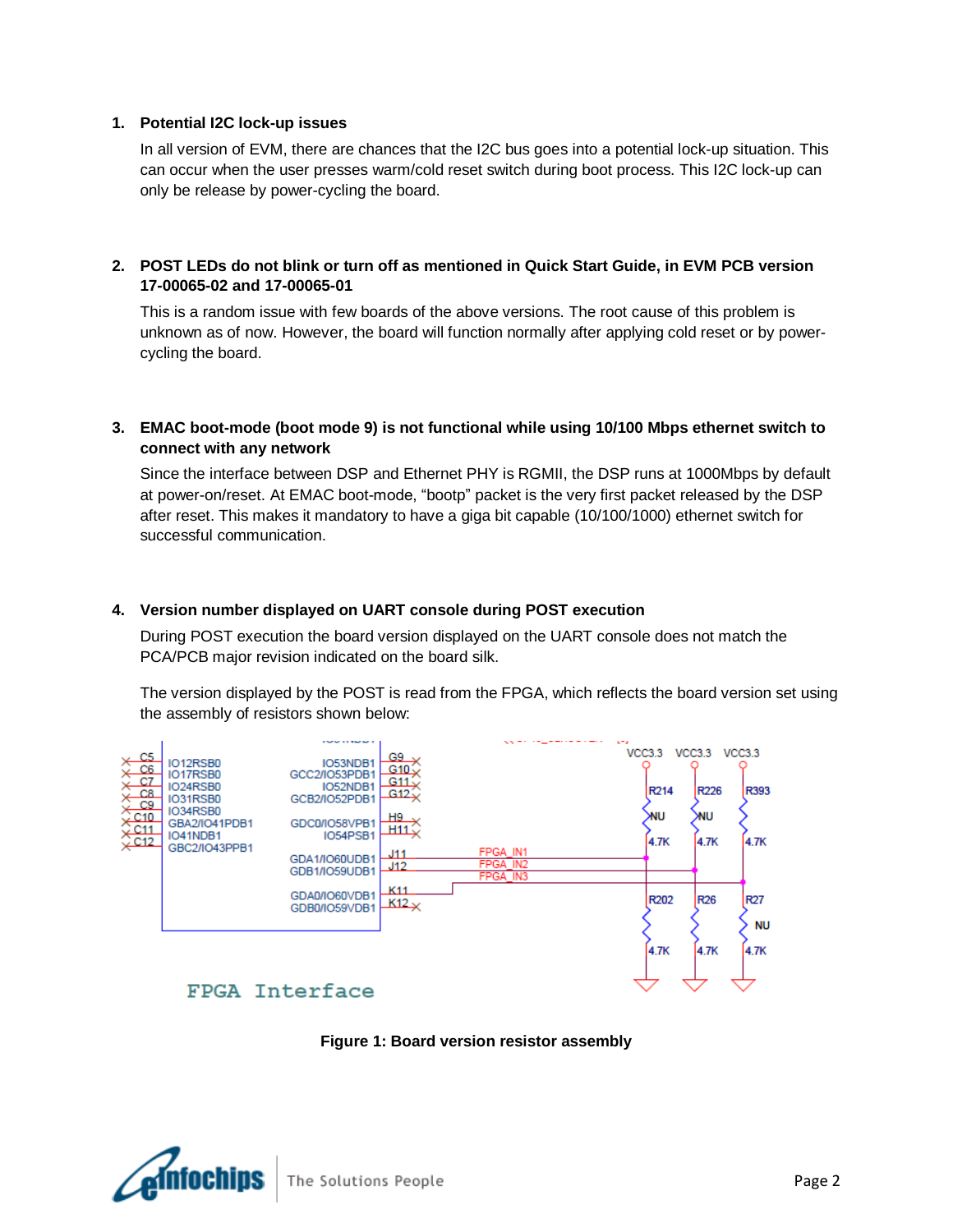1. **Potential I2C lock-up issues**

   In all version of EVM, there are chances that the I2C bus goes into a potential lock-up situation. This can occur when the user presses warm/cold reset switch during boot process. This I2C lock-up can only be release by power-cycling the board.

2. **POST LEDs do not blink or turn off as mentioned in Quick Start Guide, in EVM PCB version 17-00065-02 and 17-00065-01**

   This is a random issue with few boards of the above versions. The root cause of this problem is unknown as of now. However, the board will function normally after applying cold reset or by power-cycling the board.

3. **EMAC boot-mode (boot mode 9) is not functional while using 10/100 Mbps ethernet switch to connect with any network**

   Since the interface between DSP and Ethernet PHY is RGMII, the DSP runs at 1000Mbps by default at power-on/reset. At EMAC boot-mode, "bootp" packet is the very first packet released by the DSP after reset. This makes it mandatory to have a giga bit capable (10/100/1000) ethernet switch for successful communication.

4. **Version number displayed on UART console during POST execution**

   During POST execution the board version displayed on the UART console does not match the PCA/PCB major revision indicated on the board silk.

   The version displayed by the POST is read from the FPGA, which reflects the board version set using the assembly of resistors shown below:

**Figure 1: Board version resistor assembly**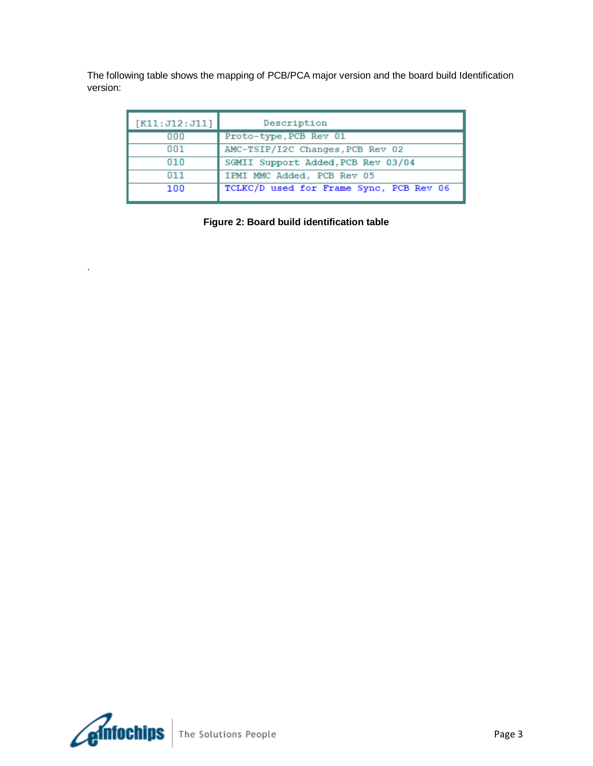The following table shows the mapping of PCB/PCA major version and the board build Identification version:

| [K11:J12:J11] | Description |
| --- | --- |
| 000 | Proto-type,PCB Rev 01 |
| 001 | AMC-TSIP/I2C Changes,PCB Rev 02 |
| 010 | SGMII Support Added,PCB Rev 03/04 |
| 011 | IPMI MMC Added, PCB Rev 05 |
| 100 | TCLKC/D used for Frame Sync, PCB Rev 06 |

**Figure 2: Board build identification table**

.